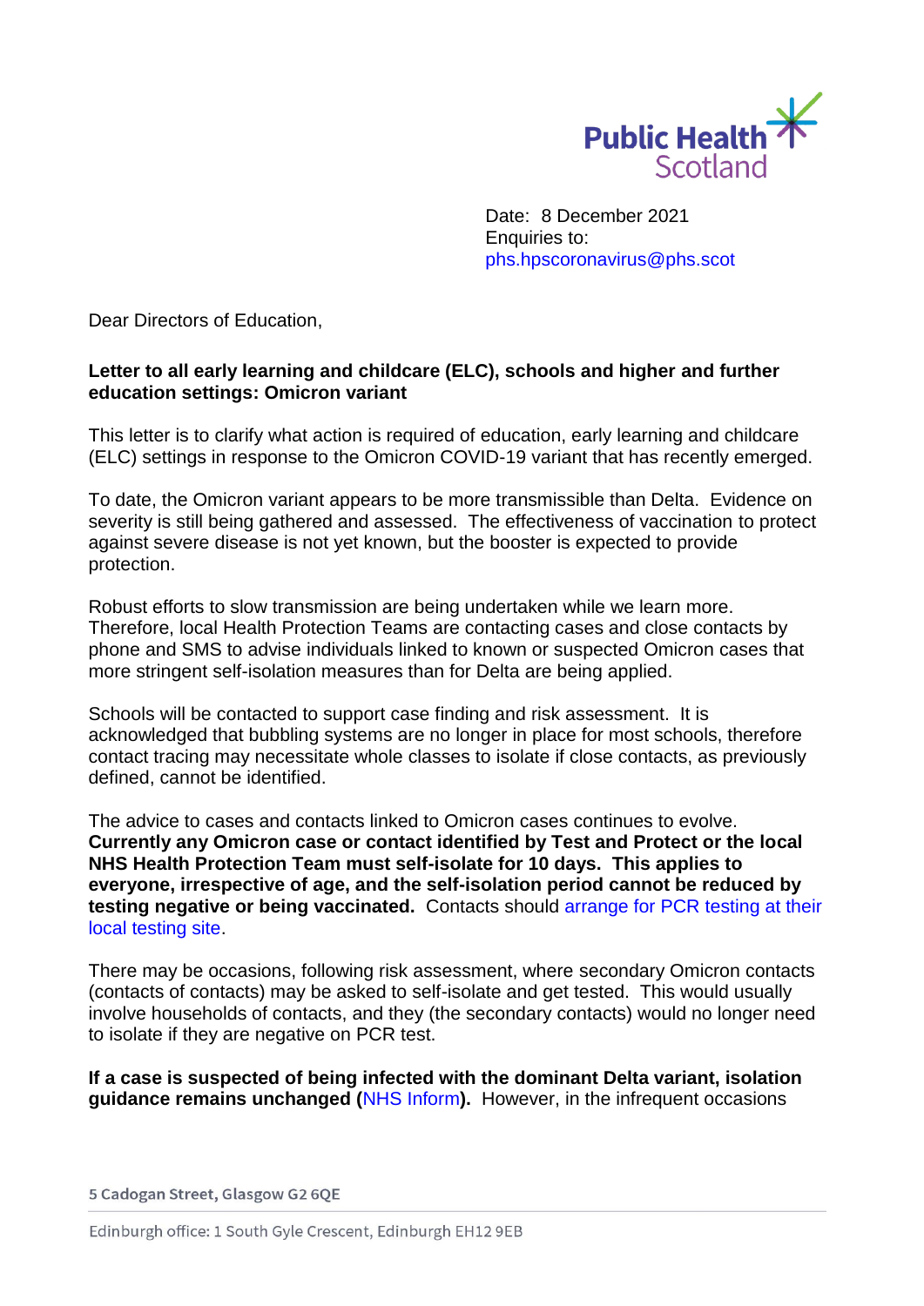Public Health Scotland

Date: 8 December 2021
Enquiries to:
phs.hpscoronavirus@phs.scot

Dear Directors of Education,

**Letter to all early learning and childcare (ELC), schools and higher and further education settings: Omicron variant**

This letter is to clarify what action is required of education, early learning and childcare (ELC) settings in response to the Omicron COVID-19 variant that has recently emerged.

To date, the Omicron variant appears to be more transmissible than Delta. Evidence on severity is still being gathered and assessed. The effectiveness of vaccination to protect against severe disease is not yet known, but the booster is expected to provide protection.

Robust efforts to slow transmission are being undertaken while we learn more. Therefore, local Health Protection Teams are contacting cases and close contacts by phone and SMS to advise individuals linked to known or suspected Omicron cases that more stringent self-isolation measures than for Delta are being applied.

Schools will be contacted to support case finding and risk assessment. It is acknowledged that bubbling systems are no longer in place for most schools, therefore contact tracing may necessitate whole classes to isolate if close contacts, as previously defined, cannot be identified.

The advice to cases and contacts linked to Omicron cases continues to evolve. **Currently any Omicron case or contact identified by Test and Protect or the local NHS Health Protection Team must self-isolate for 10 days. This applies to everyone, irrespective of age, and the self-isolation period cannot be reduced by testing negative or being vaccinated.** Contacts should arrange for PCR testing at their local testing site.

There may be occasions, following risk assessment, where secondary Omicron contacts (contacts of contacts) may be asked to self-isolate and get tested. This would usually involve households of contacts, and they (the secondary contacts) would no longer need to isolate if they are negative on PCR test.

**If a case is suspected of being infected with the dominant Delta variant, isolation guidance remains unchanged (NHS Inform).** However, in the infrequent occasions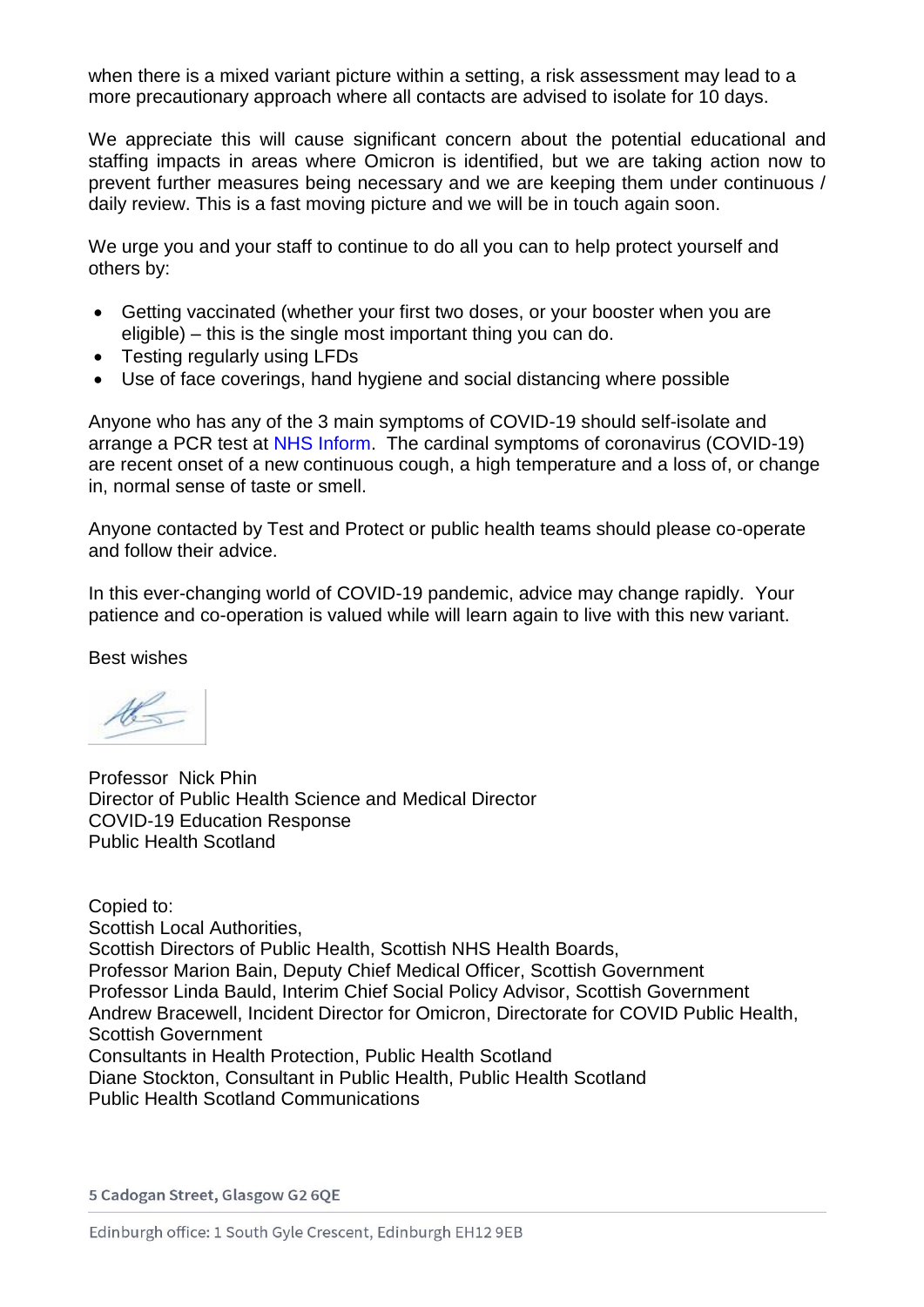when there is a mixed variant picture within a setting, a risk assessment may lead to a more precautionary approach where all contacts are advised to isolate for 10 days.

We appreciate this will cause significant concern about the potential educational and staffing impacts in areas where Omicron is identified, but we are taking action now to prevent further measures being necessary and we are keeping them under continuous / daily review. This is a fast moving picture and we will be in touch again soon.

We urge you and your staff to continue to do all you can to help protect yourself and others by:

- Getting vaccinated (whether your first two doses, or your booster when you are eligible) – this is the single most important thing you can do.
- Testing regularly using LFDs
- Use of face coverings, hand hygiene and social distancing where possible

Anyone who has any of the 3 main symptoms of COVID-19 should self-isolate and arrange a PCR test at NHS Inform. The cardinal symptoms of coronavirus (COVID-19) are recent onset of a new continuous cough, a high temperature and a loss of, or change in, normal sense of taste or smell.

Anyone contacted by Test and Protect or public health teams should please co-operate and follow their advice.

In this ever-changing world of COVID-19 pandemic, advice may change rapidly. Your patience and co-operation is valued while will learn again to live with this new variant.

Best wishes

Professor Nick Phin
Director of Public Health Science and Medical Director
COVID-19 Education Response
Public Health Scotland

Copied to:
Scottish Local Authorities,
Scottish Directors of Public Health, Scottish NHS Health Boards,
Professor Marion Bain, Deputy Chief Medical Officer, Scottish Government
Professor Linda Bauld, Interim Chief Social Policy Advisor, Scottish Government
Andrew Bracewell, Incident Director for Omicron, Directorate for COVID Public Health, Scottish Government
Consultants in Health Protection, Public Health Scotland
Diane Stockton, Consultant in Public Health, Public Health Scotland
Public Health Scotland Communications

5 Cadogan Street, Glasgow G2 6QE

Edinburgh office: 1 South Gyle Crescent, Edinburgh EH12 9EB